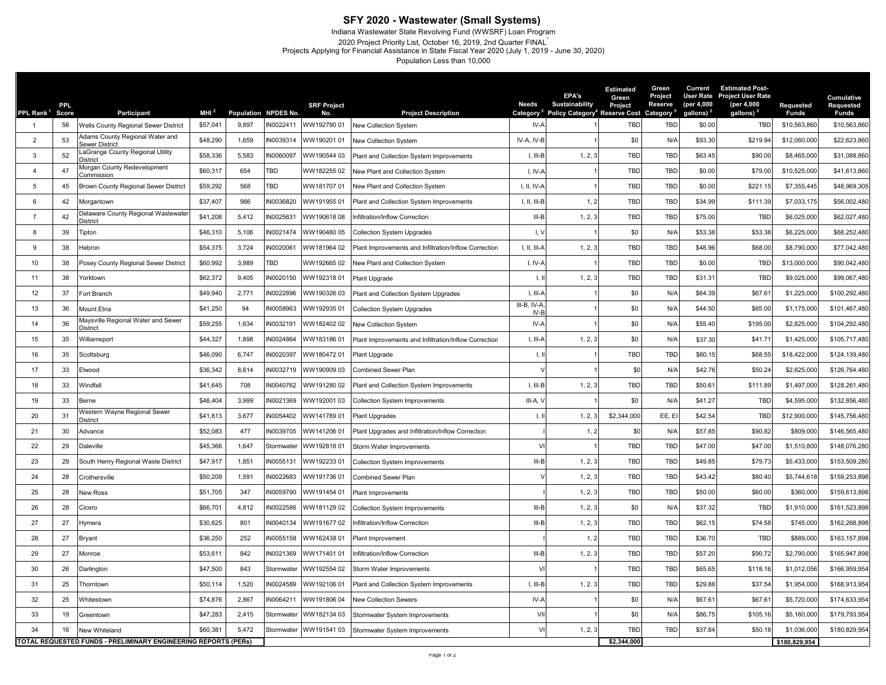# SFY 2020 - Wastewater (Small Systems)

Indiana Wastewater State Revolving Fund (WWSRF) Loan Program

2020 Project Priority List, October 16, 2019, 2nd Quarter FINAL*

Projects Applying for Financial Assistance in State Fiscal Year 2020 (July 1, 2019 - June 30, 2020)

Population Less than 10,000

| PPL Rank [1] | PPL Score | Participant | MHI [2] | Population | NPDES No. | SRF Project No. | Project Description | Needs Category [3] | EPA's Sustainability Policy Category [4] | Estimated Green Project Reserve Cost | Green Project Reserve Category [5] | Current User Rate (per 4,000 gallons) [2] | Estimated Post-Project User Rate (per 4,000 gallons) [2] | Requested Funds | Cumulative Requested Funds |
|---|---|---|---|---|---|---|---|---|---|---|---|---|---|---|---|
| 1 | 56 | Wells County Regional Sewer District | $57,041 | 9,897 | IN0022411 | WW192790 01 | New Collection System | IV-A | 1 | TBD | TBD | $0.00 | TBD | $10,563,860 | $10,563,860 |
| 2 | 53 | Adams County Regional Water and Sewer District | $48,290 | 1,659 | IN0039314 | WW190201 01 | New Collection System | IV-A, IV-B | 1 | $0 | N/A | $93.30 | $219.94 | $12,060,000 | $22,623,860 |
| 3 | 52 | LaGrange County Regional Utility District | $58,336 | 5,583 | IN0060097 | WW190544 03 | Plant and Collection System Improvements | I, III-B | 1, 2, 3 | TBD | TBD | $63.45 | $90.00 | $8,465,000 | $31,088,860 |
| 4 | 47 | Morgan County Redevelopment Commission | $60,317 | 654 | TBD | WW182255 02 | New Plant and Collection System | I, IV-A | 1 | TBD | TBD | $0.00 | $79.00 | $10,525,000 | $41,613,860 |
| 5 | 45 | Brown County Regional Sewer District | $59,292 | 568 | TBD | WW181707 01 | New Plant and Collection System | I, II, IV-A | 1 | TBD | TBD | $0.00 | $221.15 | $7,355,445 | $48,969,305 |
| 6 | 42 | Morgantown | $37,407 | 986 | IN0036820 | WW191955 01 | Plant and Collection System Improvements | I, II, III-B | 1, 2 | TBD | TBD | $34.99 | $111.39 | $7,033,175 | $56,002,480 |
| 7 | 42 | Delaware County Regional Wastewater District | $41,208 | 5,412 | IN0025631 | WW190618 08 | Infiltration/Inflow Correction | III-B | 1, 2, 3 | TBD | TBD | $75.00 | TBD | $6,025,000 | $62,027,480 |
| 8 | 39 | Tipton | $46,310 | 5,106 | IN0021474 | WW190480 05 | Collection System Upgrades | I, V | 1 | $0 | N/A | $53.38 | $53.38 | $6,225,000 | $68,252,480 |
| 9 | 38 | Hebron | $54,375 | 3,724 | IN0020061 | WW181964 02 | Plant Improvements and Infiltration/Inflow Correction | I, II, III-A | 1, 2, 3 | TBD | TBD | $48.96 | $68.00 | $8,790,000 | $77,042,480 |
| 10 | 38 | Posey County Regional Sewer District | $60,992 | 3,989 | TBD | WW192665 02 | New Plant and Collection System | I, IV-A | 1 | TBD | TBD | $0.00 | TBD | $13,000,000 | $90,042,480 |
| 11 | 38 | Yorktown | $62,372 | 9,405 | IN0020150 | WW192318 01 | Plant Upgrade | I, II | 1, 2, 3 | TBD | TBD | $31.31 | TBD | $9,025,000 | $99,067,480 |
| 12 | 37 | Fort Branch | $49,940 | 2,771 | IN0022896 | WW190326 03 | Plant and Collection System Upgrades | I, III-A | 1 | $0 | N/A | $64.39 | $67.61 | $1,225,000 | $100,292,480 |
| 13 | 36 | Mount Etna | $41,250 | 94 | IN0058963 | WW192935 01 | Collection System Upgrades | III-B, IV-A, IV-B | 1 | $0 | N/A | $44.50 | $65.00 | $1,175,000 | $101,467,480 |
| 14 | 36 | Maysville Regional Water and Sewer District | $59,255 | 1,634 | IN0032191 | WW182402 02 | New Collection System | IV-A | 1 | $0 | N/A | $55.40 | $195.00 | $2,825,000 | $104,292,480 |
| 15 | 35 | Williamsport | $44,327 | 1,898 | IN0024864 | WW183186 01 | Plant Improvements and Infiltration/Inflow Correction | I, III-A | 1, 2, 3 | $0 | N/A | $37.30 | $41.71 | $1,425,000 | $105,717,480 |
| 16 | 35 | Scottsburg | $46,090 | 6,747 | IN0020397 | WW180472 01 | Plant Upgrade | I, II | 1 | TBD | TBD | $60.15 | $68.55 | $18,422,000 | $124,139,480 |
| 17 | 33 | Elwood | $36,342 | 8,614 | IN0032719 | WW190909 03 | Combined Sewer Plan | V | 1 | $0 | N/A | $42.76 | $50.24 | $2,625,000 | $126,764,480 |
| 18 | 33 | Windfall | $41,645 | 708 | IN0040762 | WW191280 02 | Plant and Collection System Improvements | I, III-B | 1, 2, 3 | TBD | TBD | $50.61 | $111.89 | $1,497,000 | $128,261,480 |
| 19 | 33 | Berne | $46,404 | 3,999 | IN0021369 | WW192001 03 | Collection System Improvements | III-A, V | 1 | $0 | N/A | $41.27 | TBD | $4,595,000 | $132,856,480 |
| 20 | 31 | Western Wayne Regional Sewer District | $41,813 | 3,677 | IN0054402 | WW141789 01 | Plant Upgrades | I, II | 1, 2, 3 | $2,344,000 | EE, EI | $42.54 | TBD | $12,900,000 | $145,756,480 |
| 21 | 30 | Advance | $52,083 | 477 | IN0039705 | WW141206 01 | Plant Upgrades and Infiltration/Inflow Correction | I | 1, 2 | $0 | N/A | $57.85 | $90.82 | $809,000 | $146,565,480 |
| 22 | 29 | Daleville | $45,366 | 1,647 | Stormwater | WW192818 01 | Storm Water Improvements | VI | 1 | TBD | TBD | $47.00 | $47.00 | $1,510,800 | $148,076,280 |
| 23 | 29 | South Henry Regional Waste District | $47,917 | 1,851 | IN0055131 | WW192233 01 | Collection System Improvements | III-B | 1, 2, 3 | TBD | TBD | $49.85 | $79.73 | $5,433,000 | $153,509,280 |
| 24 | 28 | Crothersville | $50,208 | 1,591 | IN0022683 | WW191736 01 | Combined Sewer Plan | V | 1, 2, 3 | TBD | TBD | $43.42 | $80.40 | $5,744,618 | $159,253,898 |
| 25 | 28 | New Ross | $51,705 | 347 | IN0059790 | WW191454 01 | Plant Improvements | I | 1, 2, 3 | TBD | TBD | $50.00 | $60.00 | $360,000 | $159,613,898 |
| 26 | 28 | Cicero | $66,701 | 4,812 | IN0022586 | WW181129 02 | Collection System Improvements | III-B | 1, 2, 3 | $0 | N/A | $37.32 | TBD | $1,910,000 | $161,523,898 |
| 27 | 27 | Hymera | $30,625 | 801 | IN0040134 | WW191677 02 | Infiltration/Inflow Correction | III-B | 1, 2, 3 | TBD | TBD | $62.15 | $74.58 | $745,000 | $162,268,898 |
| 28 | 27 | Bryant | $36,250 | 252 | IN0055158 | WW162438 01 | Plant Improvement | I | 1, 2 | TBD | TBD | $36.70 | TBD | $889,000 | $163,157,898 |
| 29 | 27 | Monroe | $53,611 | 842 | IN0021369 | WW171401 01 | Infiltration/Inflow Correction | III-B | 1, 2, 3 | TBD | TBD | $57.20 | $90.72 | $2,790,000 | $165,947,898 |
| 30 | 26 | Darlington | $47,500 | 843 | Stormwater | WW192554 02 | Storm Water Improvements | VI | 1 | TBD | TBD | $65.65 | $118.16 | $1,012,056 | $166,959,954 |
| 31 | 25 | Thorntown | $50,114 | 1,520 | IN0024589 | WW192106 01 | Plant and Collection System Improvements | I, III-B | 1, 2. 3 | TBD | TBD | $29.88 | $37.54 | $1,954,000 | $168,913,954 |
| 32 | 25 | Whitestown | $74,876 | 2,867 | IN0064211 | WW191806 04 | New Collection Sewers | IV-A | 1 | $0 | N/A | $67.61 | $67.61 | $5,720,000 | $174,633,954 |
| 33 | 19 | Greentown | $47,283 | 2,415 | Stormwater | WW182134 03 | Stormwater System Improvements | VII | 1 | $0 | N/A | $86.75 | $105.16 | $5,160,000 | $179,793,954 |
| 34 | 16 | New Whiteland | $60,381 | 5,472 | Stormwater | WW191541 03 | Stormwater System Improvements | VI | 1, 2, 3 | TBD | TBD | $37.84 | $50.18 | $1,036,000 | $180,829,954 |
| **TOTAL REQUESTED FUNDS - PRELIMINARY ENGINEERING REPORTS (PERs)** | | | | | | | | | | **$2,344,000** | | | | **$180,829,954** | |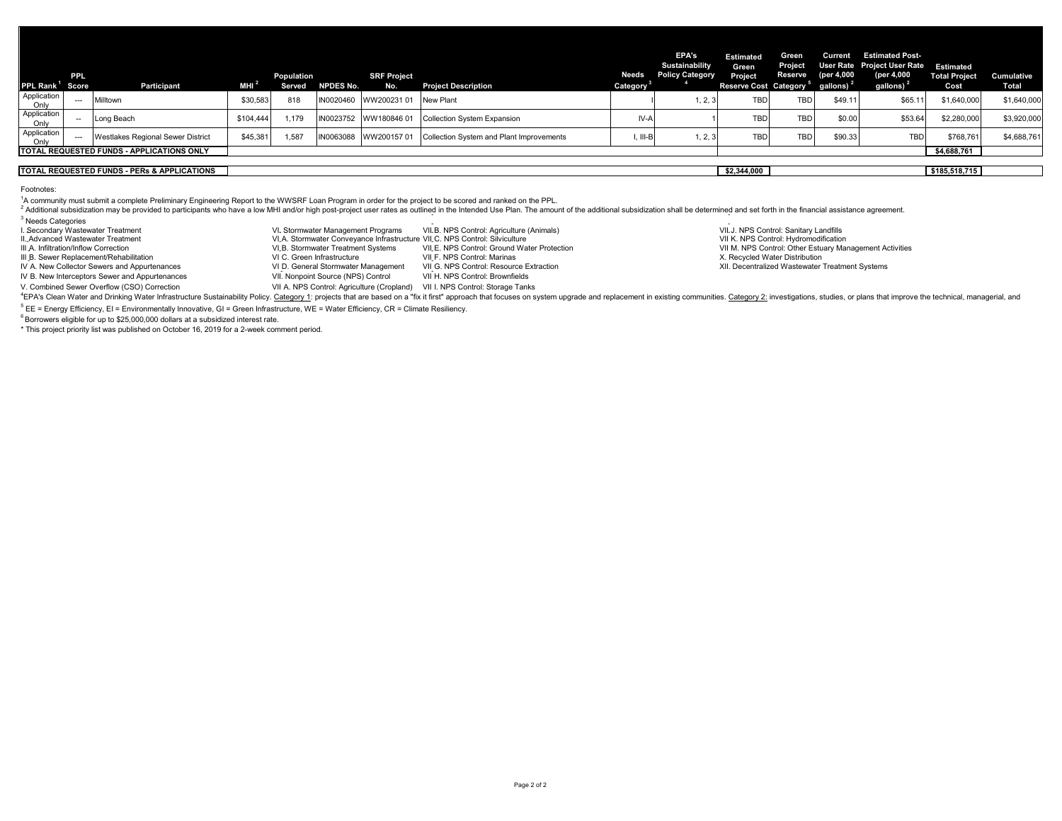| PPL Rank [1] | PPL Score | Participant | MHI [2] | Population Served | NPDES No. | SRF Project No. | Project Description | Needs Category [3] | EPA's Sustainability Policy Category [4] | Estimated Green Project Reserve Cost | Green Project Reserve Category [5] | Current User Rate (per 4,000 gallons) [2] | Estimated Post-Project User Rate (per 4,000 gallons) [2] | Estimated Total Project Cost | Cumulative Total |
|---|---|---|---|---|---|---|---|---|---|---|---|---|---|---|---|
| Application Only | --- | Milltown | $30,583 | 818 | IN0020460 | WW200231 01 | New Plant | I | 1, 2, 3 | TBD | TBD | $49.11 | $65.11 | $1,640,000 | $1,640,000 |
| Application Only | -- | Long Beach | $104,444 | 1,179 | IN0023752 | WW180846 01 | Collection System Expansion | IV-A | 1 | TBD | TBD | $0.00 | $53.64 | $2,280,000 | $3,920,000 |
| Application Only | --- | Westlakes Regional Sewer District | $45,381 | 1,587 | IN0063088 | WW200157 01 | Collection System and Plant Improvements | I, III-B | 1, 2, 3 | TBD | TBD | $90.33 | TBD | $768,761 | $4,688,761 |
| **TOTAL REQUESTED FUNDS - APPLICATIONS ONLY** | | | | | | | | | | | | | | **$4,688,761** | |
| **TOTAL REQUESTED FUNDS - PERs & APPLICATIONS** | | | | | | | | | | **$2,344,000** | | | | **$185,518,715** | |

Footnotes:

[1] A community must submit a complete Preliminary Engineering Report to the WWSRF Loan Program in order for the project to be scored and ranked on the PPL.

[2] Additional subsidization may be provided to participants who have a low MHI and/or high post-project user rates as outlined in the Intended Use Plan. The amount of the additional subsidization shall be determined and set forth in the financial assistance agreement.

[3] Needs Categories

- I. Secondary Wastewater Treatment
- II. Advanced Wastewater Treatment
- III A. Infiltration/Inflow Correction
- III B. Sewer Replacement/Rehabilitation
- IV A. New Collector Sewers and Appurtenances
- IV B. New Interceptors Sewer and Appurtenances
- V. Combined Sewer Overflow (CSO) Correction
- VI. Stormwater Management Programs
- VI A. Stormwater Conveyance Infrastructure
- VI B. Stormwater Treatment Systems
- VI C. Green Infrastructure
- VI D. General Stormwater Management
- VII. Nonpoint Source (NPS) Control
- VII A. NPS Control: Agriculture (Cropland)
- VII B. NPS Control: Agriculture (Animals)
- VII C. NPS Control: Silviculture
- VII E. NPS Control: Ground Water Protection
- VII F. NPS Control: Marinas
- VII G. NPS Control: Resource Extraction
- VII H. NPS Control: Brownfields
- VII I. NPS Control: Storage Tanks
- VII J. NPS Control: Sanitary Landfills
- VII K. NPS Control: Hydromodification
- VII M. NPS Control: Other Estuary Management Activities
- X. Recycled Water Distribution
- XII. Decentralized Wastewater Treatment Systems

[4] EPA's Clean Water and Drinking Water Infrastructure Sustainability Policy. Category 1: projects that are based on a "fix it first" approach that focuses on system upgrade and replacement in existing communities. Category 2: investigations, studies, or plans that improve the technical, managerial, and

[5] EE = Energy Efficiency, EI = Environmentally Innovative, GI = Green Infrastructure, WE = Water Efficiency, CR = Climate Resiliency.

[6] Borrowers eligible for up to $25,000,000 dollars at a subsidized interest rate.

\* This project priority list was published on October 16, 2019 for a 2-week comment period.